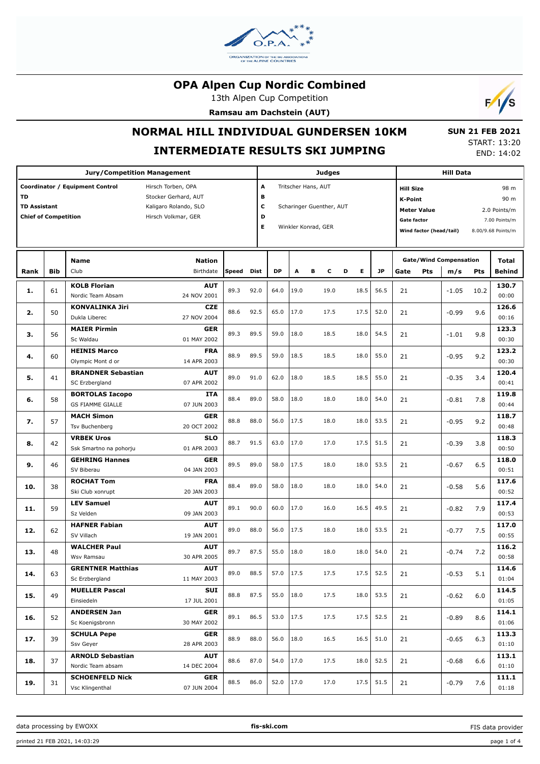# OPA Alpen Cup Nordic Combined

13th Alpen Cup Competition

**Ramsau am Dachstein (AUT)**

## NORMAL HILL INDIVIDUAL GUNDERSEN 10KM

## INTERMEDIATE RESULTS SKI JUMPING

**SUN 21 FEB 2021**
START: 13:20
END: 14:02

| Jury/Competition Management | | Judges | | Hill Data | |
|---|---|---|---|---|---|
| Coordinator / Equipment Control | Hirsch Torben, OPA | A | Tritscher Hans, AUT | Hill Size | 98 m |
| TD | Stocker Gerhard, AUT | B | | K-Point | 90 m |
| TD Assistant | Kaligaro Rolando, SLO | C | Scharinger Guenther, AUT | Meter Value | 2.0 Points/m |
| Chief of Competition | Hirsch Volkmar, GER | D | | Gate factor | 7.00 Points/m |
| | | E | Winkler Konrad, GER | Wind factor (head/tail) | 8.00/9.68 Points/m |

| Rank | Bib | Name / Club | Nation / Birthdate | Speed | Dist | DP | A | B | C | D | E | JP | Gate | Pts | m/s | Pts | Total / Behind |
|---|---|---|---|---|---|---|---|---|---|---|---|---|---|---|---|---|---|
| 1. | 61 | **KOLB Florian** Nordic Team Absam | **AUT** 24 NOV 2001 | 89.3 | 92.0 | 64.0 | 19.0 | | 19.0 | | 18.5 | 56.5 | 21 | | -1.05 | 10.2 | **130.7** 00:00 |
| 2. | 50 | **KONVALINKA Jiri** Dukla Liberec | **CZE** 27 NOV 2004 | 88.6 | 92.5 | 65.0 | 17.0 | | 17.5 | | 17.5 | 52.0 | 21 | | -0.99 | 9.6 | **126.6** 00:16 |
| 3. | 56 | **MAIER Pirmin** Sc Waldau | **GER** 01 MAY 2002 | 89.3 | 89.5 | 59.0 | 18.0 | | 18.5 | | 18.0 | 54.5 | 21 | | -1.01 | 9.8 | **123.3** 00:30 |
| 4. | 60 | **HEINIS Marco** Olympic Mont d or | **FRA** 14 APR 2003 | 88.9 | 89.5 | 59.0 | 18.5 | | 18.5 | | 18.0 | 55.0 | 21 | | -0.95 | 9.2 | **123.2** 00:30 |
| 5. | 41 | **BRANDNER Sebastian** SC Erzbergland | **AUT** 07 APR 2002 | 89.0 | 91.0 | 62.0 | 18.0 | | 18.5 | | 18.5 | 55.0 | 21 | | -0.35 | 3.4 | **120.4** 00:41 |
| 6. | 58 | **BORTOLAS Iacopo** GS FIAMME GIALLE | **ITA** 07 JUN 2003 | 88.4 | 89.0 | 58.0 | 18.0 | | 18.0 | | 18.0 | 54.0 | 21 | | -0.81 | 7.8 | **119.8** 00:44 |
| 7. | 57 | **MACH Simon** Tsv Buchenberg | **GER** 20 OCT 2002 | 88.8 | 88.0 | 56.0 | 17.5 | | 18.0 | | 18.0 | 53.5 | 21 | | -0.95 | 9.2 | **118.7** 00:48 |
| 8. | 42 | **VRBEK Uros** Ssk Smartno na pohorju | **SLO** 01 APR 2003 | 88.7 | 91.5 | 63.0 | 17.0 | | 17.0 | | 17.5 | 51.5 | 21 | | -0.39 | 3.8 | **118.3** 00:50 |
| 9. | 46 | **GEHRING Hannes** SV Biberau | **GER** 04 JAN 2003 | 89.5 | 89.0 | 58.0 | 17.5 | | 18.0 | | 18.0 | 53.5 | 21 | | -0.67 | 6.5 | **118.0** 00:51 |
| 10. | 38 | **ROCHAT Tom** Ski Club xonrupt | **FRA** 20 JAN 2003 | 88.4 | 89.0 | 58.0 | 18.0 | | 18.0 | | 18.0 | 54.0 | 21 | | -0.58 | 5.6 | **117.6** 00:52 |
| 11. | 59 | **LEV Samuel** Sz Velden | **AUT** 09 JAN 2003 | 89.1 | 90.0 | 60.0 | 17.0 | | 16.0 | | 16.5 | 49.5 | 21 | | -0.82 | 7.9 | **117.4** 00:53 |
| 12. | 62 | **HAFNER Fabian** SV Villach | **AUT** 19 JAN 2001 | 89.0 | 88.0 | 56.0 | 17.5 | | 18.0 | | 18.0 | 53.5 | 21 | | -0.77 | 7.5 | **117.0** 00:55 |
| 13. | 48 | **WALCHER Paul** Wsv Ramsau | **AUT** 30 APR 2005 | 89.7 | 87.5 | 55.0 | 18.0 | | 18.0 | | 18.0 | 54.0 | 21 | | -0.74 | 7.2 | **116.2** 00:58 |
| 14. | 63 | **GRENTNER Matthias** Sc Erzbergland | **AUT** 11 MAY 2003 | 89.0 | 88.5 | 57.0 | 17.5 | | 17.5 | | 17.5 | 52.5 | 21 | | -0.53 | 5.1 | **114.6** 01:04 |
| 15. | 49 | **MUELLER Pascal** Einsiedeln | **SUI** 17 JUL 2001 | 88.8 | 87.5 | 55.0 | 18.0 | | 17.5 | | 18.0 | 53.5 | 21 | | -0.62 | 6.0 | **114.5** 01:05 |
| 16. | 52 | **ANDERSEN Jan** Sc Koenigsbronn | **GER** 30 MAY 2002 | 89.1 | 86.5 | 53.0 | 17.5 | | 17.5 | | 17.5 | 52.5 | 21 | | -0.89 | 8.6 | **114.1** 01:06 |
| 17. | 39 | **SCHULA Pepe** Ssv Geyer | **GER** 28 APR 2003 | 88.9 | 88.0 | 56.0 | 18.0 | | 16.5 | | 16.5 | 51.0 | 21 | | -0.65 | 6.3 | **113.3** 01:10 |
| 18. | 37 | **ARNOLD Sebastian** Nordic Team absam | **AUT** 14 DEC 2004 | 88.6 | 87.0 | 54.0 | 17.0 | | 17.5 | | 18.0 | 52.5 | 21 | | -0.68 | 6.6 | **113.1** 01:10 |
| 19. | 31 | **SCHOENFELD Nick** Vsc Klingenthal | **GER** 07 JUN 2004 | 88.5 | 86.0 | 52.0 | 17.0 | | 17.0 | | 17.5 | 51.5 | 21 | | -0.79 | 7.6 | **111.1** 01:18 |

data processing by EWOXX | **fis-ski.com** | FIS data provider

printed 21 FEB 2021, 14:03:29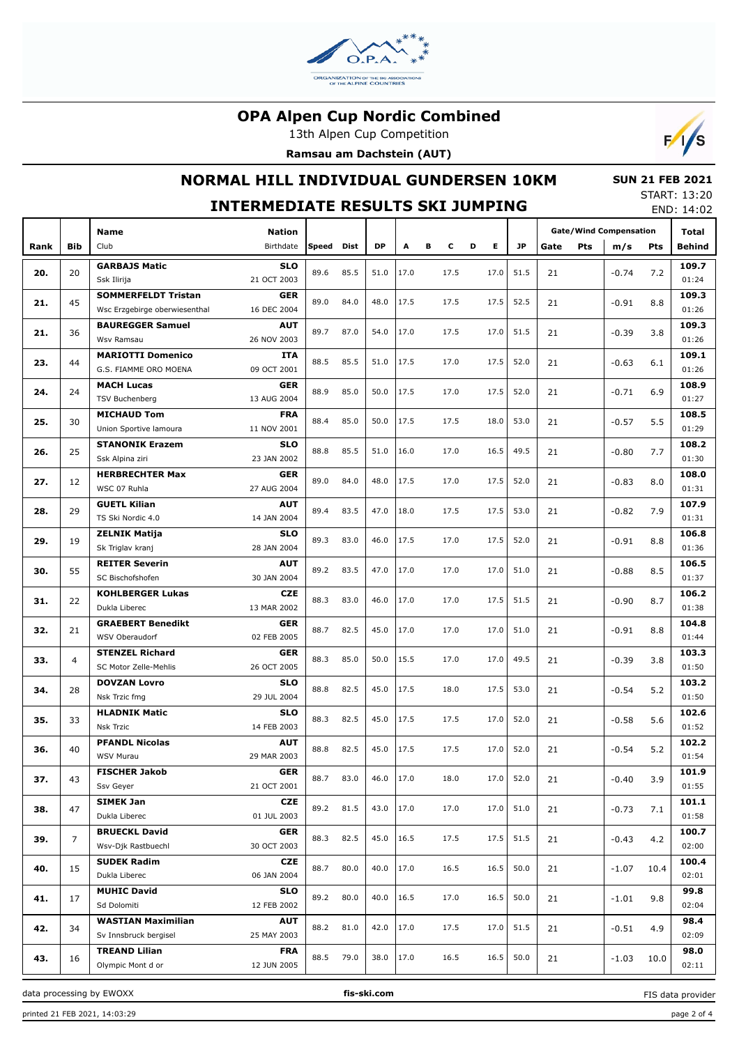# OPA Alpen Cup Nordic Combined

13th Alpen Cup Competition

**Ramsau am Dachstein (AUT)**

## NORMAL HILL INDIVIDUAL GUNDERSEN 10KM

**SUN 21 FEB 2021**

START: 13:20
END: 14:02

## INTERMEDIATE RESULTS SKI JUMPING

| Rank | Bib | Name / Club | Nation / Birthdate | Speed | Dist | DP | A | B | C | D | E | JP | Gate | Pts | m/s | Pts | Total / Behind |
|---|---|---|---|---|---|---|---|---|---|---|---|---|---|---|---|---|---|
| 20. | 20 | **GARBAJS Matic** / Ssk Ilirija | **SLO** / 21 OCT 2003 | 89.6 | 85.5 | 51.0 | 17.0 | | 17.5 | | 17.0 | 51.5 | 21 | | -0.74 | 7.2 | **109.7** / 01:24 |
| 21. | 45 | **SOMMERFELDT Tristan** / Wsc Erzgebirge oberwiesenthal | **GER** / 16 DEC 2004 | 89.0 | 84.0 | 48.0 | 17.5 | | 17.5 | | 17.5 | 52.5 | 21 | | -0.91 | 8.8 | **109.3** / 01:26 |
| 21. | 36 | **BAUREGGER Samuel** / Wsv Ramsau | **AUT** / 26 NOV 2003 | 89.7 | 87.0 | 54.0 | 17.0 | | 17.5 | | 17.0 | 51.5 | 21 | | -0.39 | 3.8 | **109.3** / 01:26 |
| 23. | 44 | **MARIOTTI Domenico** / G.S. FIAMME ORO MOENA | **ITA** / 09 OCT 2001 | 88.5 | 85.5 | 51.0 | 17.5 | | 17.0 | | 17.5 | 52.0 | 21 | | -0.63 | 6.1 | **109.1** / 01:26 |
| 24. | 24 | **MACH Lucas** / TSV Buchenberg | **GER** / 13 AUG 2004 | 88.9 | 85.0 | 50.0 | 17.5 | | 17.0 | | 17.5 | 52.0 | 21 | | -0.71 | 6.9 | **108.9** / 01:27 |
| 25. | 30 | **MICHAUD Tom** / Union Sportive lamoura | **FRA** / 11 NOV 2001 | 88.4 | 85.0 | 50.0 | 17.5 | | 17.5 | | 18.0 | 53.0 | 21 | | -0.57 | 5.5 | **108.5** / 01:29 |
| 26. | 25 | **STANONIK Erazem** / Ssk Alpina ziri | **SLO** / 23 JAN 2002 | 88.8 | 85.5 | 51.0 | 16.0 | | 17.0 | | 16.5 | 49.5 | 21 | | -0.80 | 7.7 | **108.2** / 01:30 |
| 27. | 12 | **HERBRECHTER Max** / WSC 07 Ruhla | **GER** / 27 AUG 2004 | 89.0 | 84.0 | 48.0 | 17.5 | | 17.0 | | 17.5 | 52.0 | 21 | | -0.83 | 8.0 | **108.0** / 01:31 |
| 28. | 29 | **GUETL Kilian** / TS Ski Nordic 4.0 | **AUT** / 14 JAN 2004 | 89.4 | 83.5 | 47.0 | 18.0 | | 17.5 | | 17.5 | 53.0 | 21 | | -0.82 | 7.9 | **107.9** / 01:31 |
| 29. | 19 | **ZELNIK Matija** / Sk Triglav kranj | **SLO** / 28 JAN 2004 | 89.3 | 83.0 | 46.0 | 17.5 | | 17.0 | | 17.5 | 52.0 | 21 | | -0.91 | 8.8 | **106.8** / 01:36 |
| 30. | 55 | **REITER Severin** / SC Bischofshofen | **AUT** / 30 JAN 2004 | 89.2 | 83.5 | 47.0 | 17.0 | | 17.0 | | 17.0 | 51.0 | 21 | | -0.88 | 8.5 | **106.5** / 01:37 |
| 31. | 22 | **KOHLBERGER Lukas** / Dukla Liberec | **CZE** / 13 MAR 2002 | 88.3 | 83.0 | 46.0 | 17.0 | | 17.0 | | 17.5 | 51.5 | 21 | | -0.90 | 8.7 | **106.2** / 01:38 |
| 32. | 21 | **GRAEBERT Benedikt** / WSV Oberaudorf | **GER** / 02 FEB 2005 | 88.7 | 82.5 | 45.0 | 17.0 | | 17.0 | | 17.0 | 51.0 | 21 | | -0.91 | 8.8 | **104.8** / 01:44 |
| 33. | 4 | **STENZEL Richard** / SC Motor Zelle-Mehlis | **GER** / 26 OCT 2005 | 88.3 | 85.0 | 50.0 | 15.5 | | 17.0 | | 17.0 | 49.5 | 21 | | -0.39 | 3.8 | **103.3** / 01:50 |
| 34. | 28 | **DOVZAN Lovro** / Nsk Trzic fmg | **SLO** / 29 JUL 2004 | 88.8 | 82.5 | 45.0 | 17.5 | | 18.0 | | 17.5 | 53.0 | 21 | | -0.54 | 5.2 | **103.2** / 01:50 |
| 35. | 33 | **HLADNIK Matic** / Nsk Trzic | **SLO** / 14 FEB 2003 | 88.3 | 82.5 | 45.0 | 17.5 | | 17.5 | | 17.0 | 52.0 | 21 | | -0.58 | 5.6 | **102.6** / 01:52 |
| 36. | 40 | **PFANDL Nicolas** / WSV Murau | **AUT** / 29 MAR 2003 | 88.8 | 82.5 | 45.0 | 17.5 | | 17.5 | | 17.0 | 52.0 | 21 | | -0.54 | 5.2 | **102.2** / 01:54 |
| 37. | 43 | **FISCHER Jakob** / Ssv Geyer | **GER** / 21 OCT 2001 | 88.7 | 83.0 | 46.0 | 17.0 | | 18.0 | | 17.0 | 52.0 | 21 | | -0.40 | 3.9 | **101.9** / 01:55 |
| 38. | 47 | **SIMEK Jan** / Dukla Liberec | **CZE** / 01 JUL 2003 | 89.2 | 81.5 | 43.0 | 17.0 | | 17.0 | | 17.0 | 51.0 | 21 | | -0.73 | 7.1 | **101.1** / 01:58 |
| 39. | 7 | **BRUECKL David** / Wsv-Djk Rastbuechl | **GER** / 30 OCT 2003 | 88.3 | 82.5 | 45.0 | 16.5 | | 17.5 | | 17.5 | 51.5 | 21 | | -0.43 | 4.2 | **100.7** / 02:00 |
| 40. | 15 | **SUDEK Radim** / Dukla Liberec | **CZE** / 06 JAN 2004 | 88.7 | 80.0 | 40.0 | 17.0 | | 16.5 | | 16.5 | 50.0 | 21 | | -1.07 | 10.4 | **100.4** / 02:01 |
| 41. | 17 | **MUHIC David** / Sd Dolomiti | **SLO** / 12 FEB 2002 | 89.2 | 80.0 | 40.0 | 16.5 | | 17.0 | | 16.5 | 50.0 | 21 | | -1.01 | 9.8 | **99.8** / 02:04 |
| 42. | 34 | **WASTIAN Maximilian** / Sv Innsbruck bergisel | **AUT** / 25 MAY 2003 | 88.2 | 81.0 | 42.0 | 17.0 | | 17.5 | | 17.0 | 51.5 | 21 | | -0.51 | 4.9 | **98.4** / 02:09 |
| 43. | 16 | **TREAND Lilian** / Olympic Mont d or | **FRA** / 12 JUN 2005 | 88.5 | 79.0 | 38.0 | 17.0 | | 16.5 | | 16.5 | 50.0 | 21 | | -1.03 | 10.0 | **98.0** / 02:11 |

Note: Gate/Wind Compensation columns: Gate, Pts (gate), m/s, Pts (wind).

data processing by EWOXX — fis-ski.com — FIS data provider

printed 21 FEB 2021, 14:03:29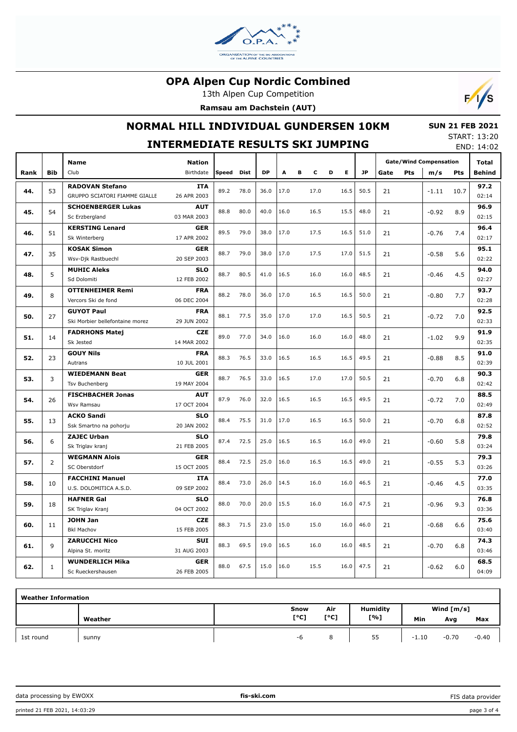# OPA Alpen Cup Nordic Combined

13th Alpen Cup Competition

**Ramsau am Dachstein (AUT)**

## NORMAL HILL INDIVIDUAL GUNDERSEN 10KM

**SUN 21 FEB 2021**

START: 13:20
END: 14:02

## INTERMEDIATE RESULTS SKI JUMPING

| Rank | Bib | Name / Club | Nation / Birthdate | Speed | Dist | DP | A | B | C | D | E | JP | Gate | Pts | m/s | Pts | Total / Behind |
|---|---|---|---|---|---|---|---|---|---|---|---|---|---|---|---|---|---|
| 44. | 53 | **RADOVAN Stefano** GRUPPO SCIATORI FIAMME GIALLE | **ITA** 26 APR 2003 | 89.2 | 78.0 | 36.0 | 17.0 | | 17.0 | | 16.5 | 50.5 | 21 | | -1.11 | 10.7 | **97.2** 02:14 |
| 45. | 54 | **SCHOENBERGER Lukas** Sc Erzbergland | **AUT** 03 MAR 2003 | 88.8 | 80.0 | 40.0 | 16.0 | | 16.5 | | 15.5 | 48.0 | 21 | | -0.92 | 8.9 | **96.9** 02:15 |
| 46. | 51 | **KERSTING Lenard** Sk Winterberg | **GER** 17 APR 2002 | 89.5 | 79.0 | 38.0 | 17.0 | | 17.5 | | 16.5 | 51.0 | 21 | | -0.76 | 7.4 | **96.4** 02:17 |
| 47. | 35 | **KOSAK Simon** Wsv-Djk Rastbuechl | **GER** 20 SEP 2003 | 88.7 | 79.0 | 38.0 | 17.0 | | 17.5 | | 17.0 | 51.5 | 21 | | -0.58 | 5.6 | **95.1** 02:22 |
| 48. | 5 | **MUHIC Aleks** Sd Dolomiti | **SLO** 12 FEB 2002 | 88.7 | 80.5 | 41.0 | 16.5 | | 16.0 | | 16.0 | 48.5 | 21 | | -0.46 | 4.5 | **94.0** 02:27 |
| 49. | 8 | **OTTENHEIMER Remi** Vercors Ski de fond | **FRA** 06 DEC 2004 | 88.2 | 78.0 | 36.0 | 17.0 | | 16.5 | | 16.5 | 50.0 | 21 | | -0.80 | 7.7 | **93.7** 02:28 |
| 50. | 27 | **GUYOT Paul** Ski Morbier bellefontaine morez | **FRA** 29 JUN 2002 | 88.1 | 77.5 | 35.0 | 17.0 | | 17.0 | | 16.5 | 50.5 | 21 | | -0.72 | 7.0 | **92.5** 02:33 |
| 51. | 14 | **FADRHONS Matej** Sk Jested | **CZE** 14 MAR 2002 | 89.0 | 77.0 | 34.0 | 16.0 | | 16.0 | | 16.0 | 48.0 | 21 | | -1.02 | 9.9 | **91.9** 02:35 |
| 52. | 23 | **GOUY Nils** Autrans | **FRA** 10 JUL 2001 | 88.3 | 76.5 | 33.0 | 16.5 | | 16.5 | | 16.5 | 49.5 | 21 | | -0.88 | 8.5 | **91.0** 02:39 |
| 53. | 3 | **WIEDEMANN Beat** Tsv Buchenberg | **GER** 19 MAY 2004 | 88.7 | 76.5 | 33.0 | 16.5 | | 17.0 | | 17.0 | 50.5 | 21 | | -0.70 | 6.8 | **90.3** 02:42 |
| 54. | 26 | **FISCHBACHER Jonas** Wsv Ramsau | **AUT** 17 OCT 2004 | 87.9 | 76.0 | 32.0 | 16.5 | | 16.5 | | 16.5 | 49.5 | 21 | | -0.72 | 7.0 | **88.5** 02:49 |
| 55. | 13 | **ACKO Sandi** Ssk Smartno na pohorju | **SLO** 20 JAN 2002 | 88.4 | 75.5 | 31.0 | 17.0 | | 16.5 | | 16.5 | 50.0 | 21 | | -0.70 | 6.8 | **87.8** 02:52 |
| 56. | 6 | **ZAJEC Urban** Sk Triglav kranj | **SLO** 21 FEB 2005 | 87.4 | 72.5 | 25.0 | 16.5 | | 16.5 | | 16.0 | 49.0 | 21 | | -0.60 | 5.8 | **79.8** 03:24 |
| 57. | 2 | **WEGMANN Alois** SC Oberstdorf | **GER** 15 OCT 2005 | 88.4 | 72.5 | 25.0 | 16.0 | | 16.5 | | 16.5 | 49.0 | 21 | | -0.55 | 5.3 | **79.3** 03:26 |
| 58. | 10 | **FACCHINI Manuel** U.S. DOLOMITICA A.S.D. | **ITA** 09 SEP 2002 | 88.4 | 73.0 | 26.0 | 14.5 | | 16.0 | | 16.0 | 46.5 | 21 | | -0.46 | 4.5 | **77.0** 03:35 |
| 59. | 18 | **HAFNER Gal** SK Triglav Kranj | **SLO** 04 OCT 2002 | 88.0 | 70.0 | 20.0 | 15.5 | | 16.0 | | 16.0 | 47.5 | 21 | | -0.96 | 9.3 | **76.8** 03:36 |
| 60. | 11 | **JOHN Jan** Bkl Machov | **CZE** 15 FEB 2005 | 88.3 | 71.5 | 23.0 | 15.0 | | 15.0 | | 16.0 | 46.0 | 21 | | -0.68 | 6.6 | **75.6** 03:40 |
| 61. | 9 | **ZARUCCHI Nico** Alpina St. moritz | **SUI** 31 AUG 2003 | 88.3 | 69.5 | 19.0 | 16.5 | | 16.0 | | 16.0 | 48.5 | 21 | | -0.70 | 6.8 | **74.3** 03:46 |
| 62. | 1 | **WUNDERLICH Mika** Sc Rueckershausen | **GER** 26 FEB 2005 | 88.0 | 67.5 | 15.0 | 16.0 | | 15.5 | | 16.0 | 47.5 | 21 | | -0.62 | 6.0 | **68.5** 04:09 |

Note: Gate / Pts / m/s / Pts columns are under "Gate/Wind Compensation".

**Weather Information**

| | Weather | Snow [°C] | Air [°C] | Humidity [%] | Wind [m/s] Min | Avg | Max |
|---|---|---|---|---|---|---|---|
| 1st round | sunny | -6 | 8 | 55 | -1.10 | -0.70 | -0.40 |

data processing by EWOXX — fis-ski.com — FIS data provider

printed 21 FEB 2021, 14:03:29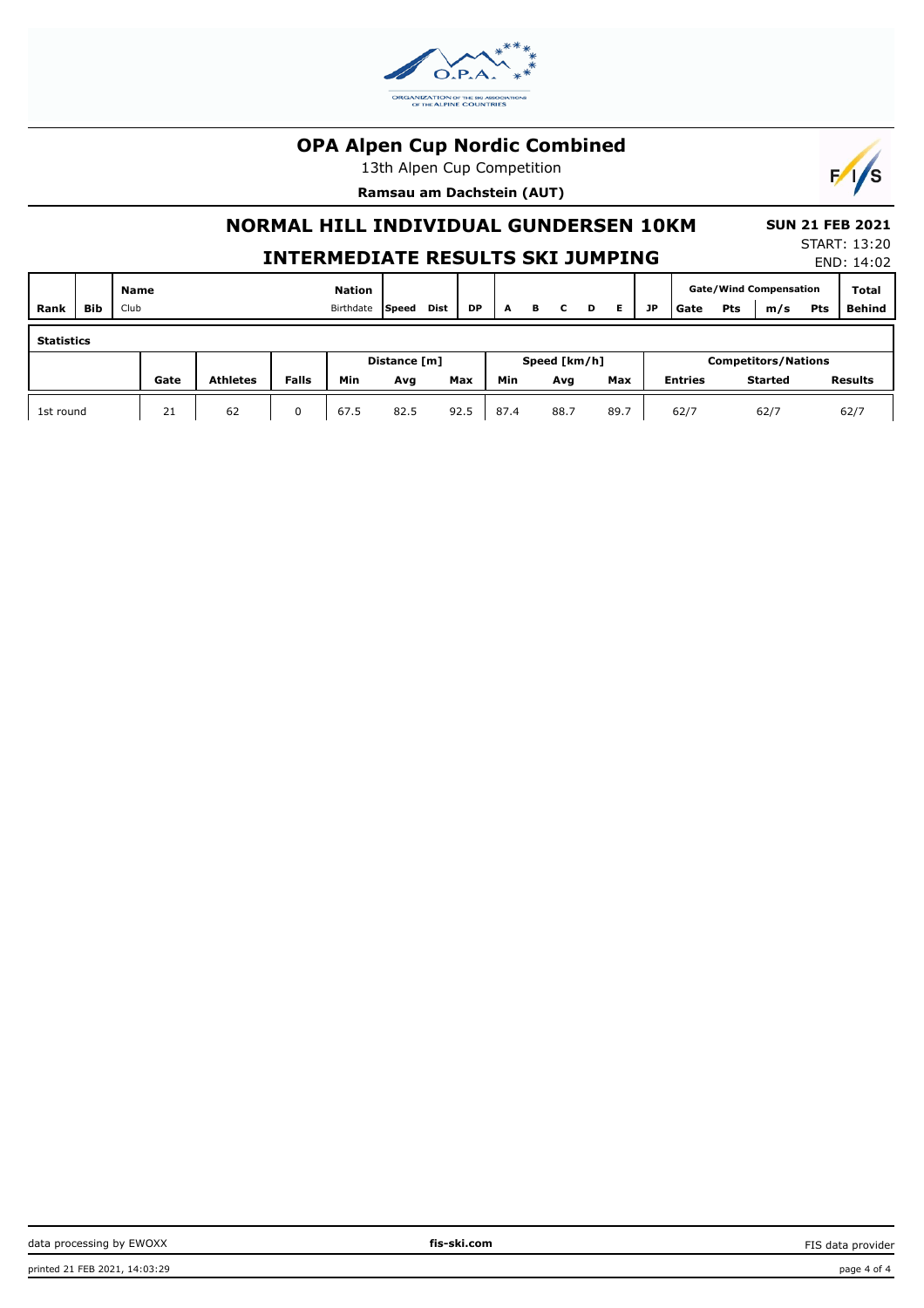# OPA Alpen Cup Nordic Combined

13th Alpen Cup Competition

**Ramsau am Dachstein (AUT)**

## NORMAL HILL INDIVIDUAL GUNDERSEN 10KM

**SUN 21 FEB 2021**

START: 13:20

## INTERMEDIATE RESULTS SKI JUMPING

END: 14:02

| Rank | Bib | Name / Club | Nation / Birthdate | Speed | Dist | DP | A | B | C | D | E | JP | Gate/Wind Compensation Gate | Pts | m/s | Pts | Total Behind |
|---|---|---|---|---|---|---|---|---|---|---|---|---|---|---|---|---|---|

**Statistics**

| | Gate | Athletes | Falls | Distance [m] Min | Avg | Max | Speed [km/h] Min | Avg | Max | Competitors/Nations Entries | Started | Results |
|---|---|---|---|---|---|---|---|---|---|---|---|---|
| 1st round | 21 | 62 | 0 | 67.5 | 82.5 | 92.5 | 87.4 | 88.7 | 89.7 | 62/7 | 62/7 | 62/7 |

data processing by EWOXX | fis-ski.com | FIS data provider

printed 21 FEB 2021, 14:03:29